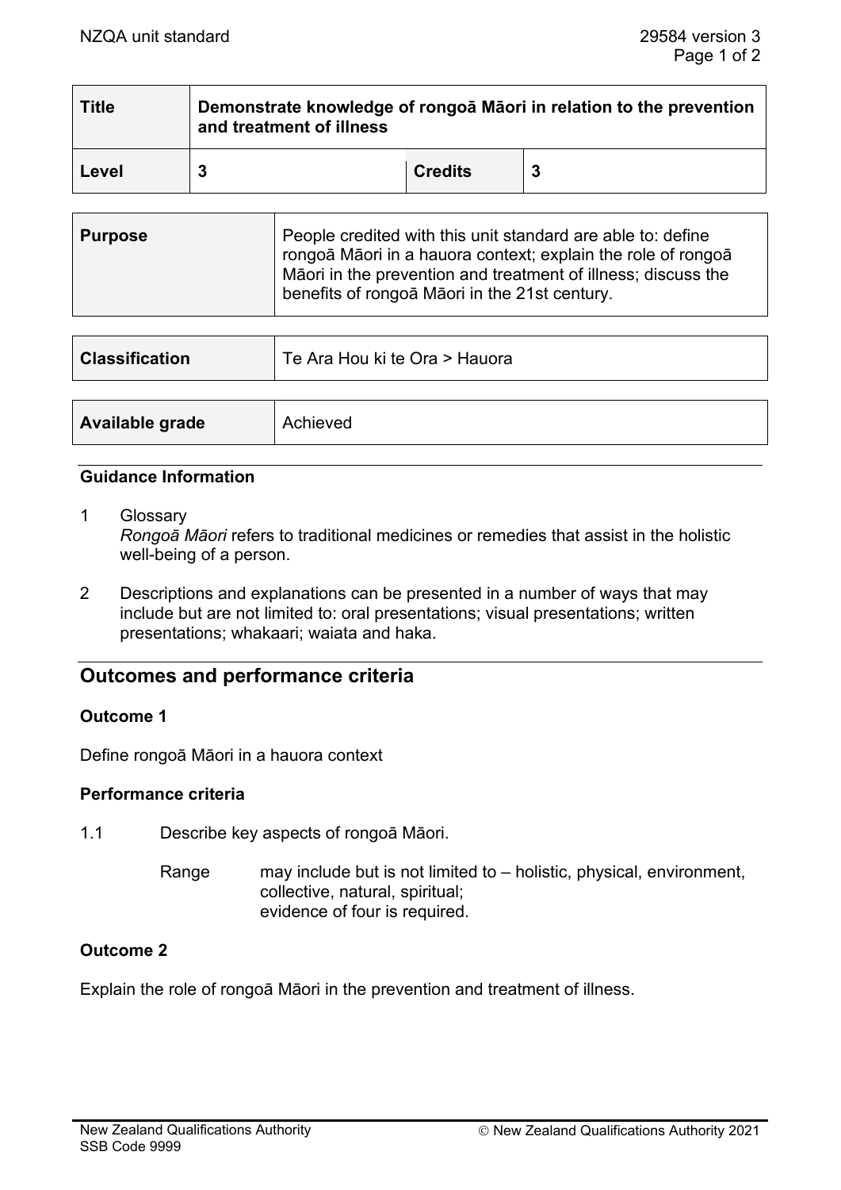| Title | Demonstrate knowledge of rongoā Māori in relation to the prevention and treatment of illness | | |
|---|---|---|---|
| Level | 3 | Credits | 3 |

| Purpose | People credited with this unit standard are able to: define rongoā Māori in a hauora context; explain the role of rongoā Māori in the prevention and treatment of illness; discuss the benefits of rongoā Māori in the 21st century. |
|---|---|

| Classification | Te Ara Hou ki te Ora > Hauora |
|---|---|

| Available grade | Achieved |
|---|---|

### Guidance Information

1 Glossary
*Rongoā Māori* refers to traditional medicines or remedies that assist in the holistic well-being of a person.

2 Descriptions and explanations can be presented in a number of ways that may include but are not limited to: oral presentations; visual presentations; written presentations; whakaari; waiata and haka.

## Outcomes and performance criteria

### Outcome 1

Define rongoā Māori in a hauora context

### Performance criteria

1.1 Describe key aspects of rongoā Māori.

Range may include but is not limited to – holistic, physical, environment, collective, natural, spiritual;
evidence of four is required.

### Outcome 2

Explain the role of rongoā Māori in the prevention and treatment of illness.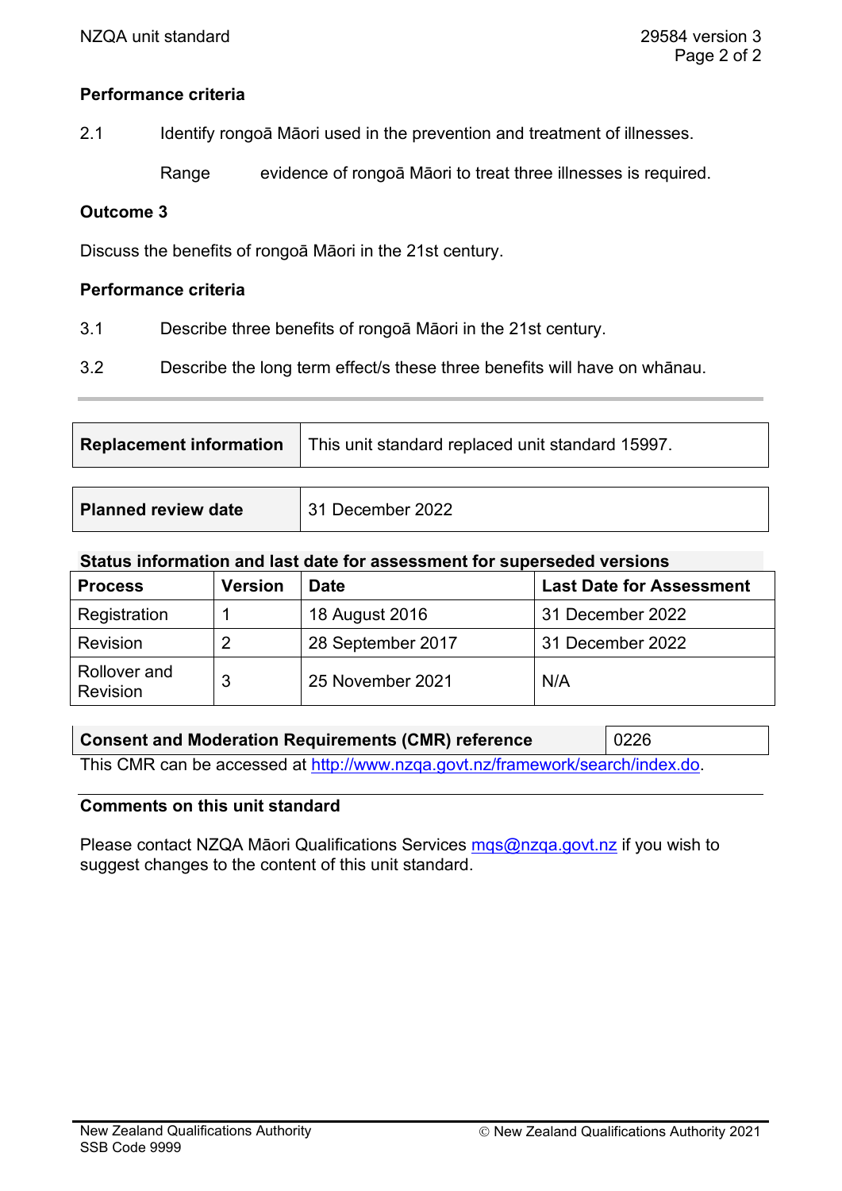**Performance criteria**

2.1 Identify rongoā Māori used in the prevention and treatment of illnesses.

Range evidence of rongoā Māori to treat three illnesses is required.

**Outcome 3**

Discuss the benefits of rongoā Māori in the 21st century.

**Performance criteria**

3.1 Describe three benefits of rongoā Māori in the 21st century.

3.2 Describe the long term effect/s these three benefits will have on whānau.

| | |
|---|---|
| **Replacement information** | This unit standard replaced unit standard 15997. |

| | |
|---|---|
| **Planned review date** | 31 December 2022 |

**Status information and last date for assessment for superseded versions**

| Process | Version | Date | Last Date for Assessment |
|---|---|---|---|
| Registration | 1 | 18 August 2016 | 31 December 2022 |
| Revision | 2 | 28 September 2017 | 31 December 2022 |
| Rollover and Revision | 3 | 25 November 2021 | N/A |

| | |
|---|---|
| **Consent and Moderation Requirements (CMR) reference** | 0226 |

This CMR can be accessed at http://www.nzqa.govt.nz/framework/search/index.do.

**Comments on this unit standard**

Please contact NZQA Māori Qualifications Services mqs@nzqa.govt.nz if you wish to suggest changes to the content of this unit standard.